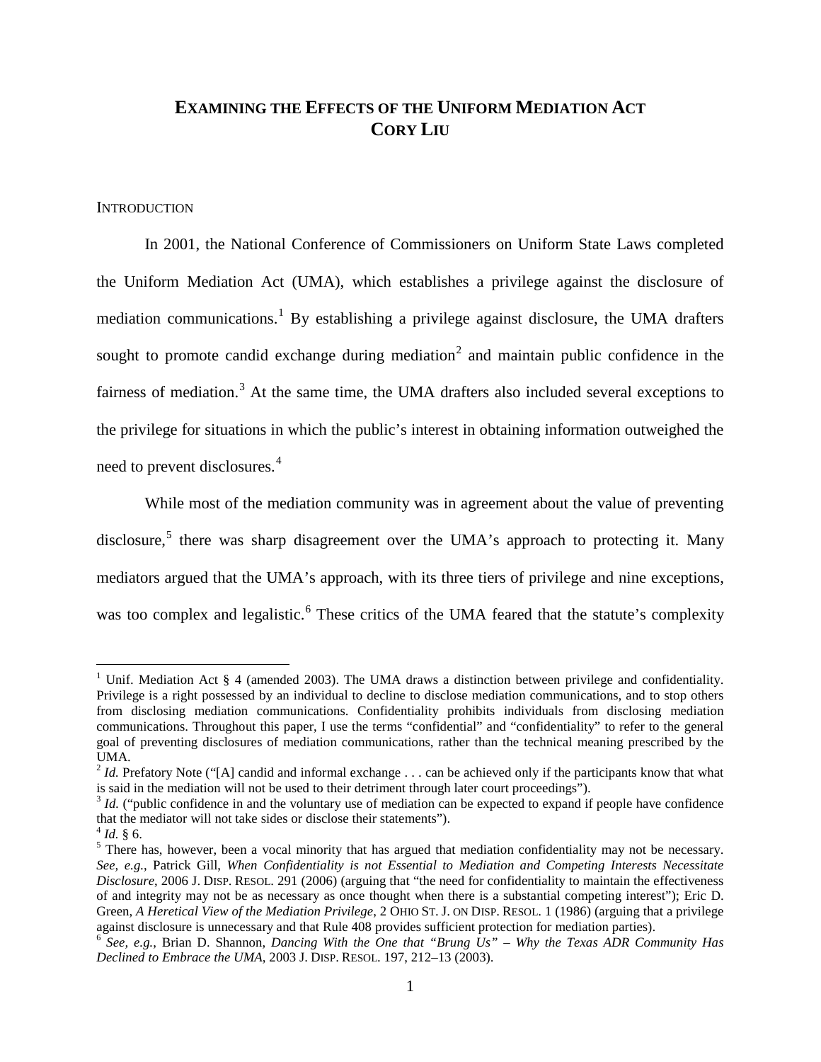# EXAMINING THE EFFECTS OF THE UNIFORM MEDIATION ACT

**CORY LIU**

## INTRODUCTION

In 2001, the National Conference of Commissioners on Uniform State Laws completed the Uniform Mediation Act (UMA), which establishes a privilege against the disclosure of mediation communications.[1] By establishing a privilege against disclosure, the UMA drafters sought to promote candid exchange during mediation[2] and maintain public confidence in the fairness of mediation.[3] At the same time, the UMA drafters also included several exceptions to the privilege for situations in which the public's interest in obtaining information outweighed the need to prevent disclosures.[4]

While most of the mediation community was in agreement about the value of preventing disclosure,[5] there was sharp disagreement over the UMA's approach to protecting it. Many mediators argued that the UMA's approach, with its three tiers of privilege and nine exceptions, was too complex and legalistic.[6] These critics of the UMA feared that the statute's complexity

---

[1] Unif. Mediation Act § 4 (amended 2003). The UMA draws a distinction between privilege and confidentiality. Privilege is a right possessed by an individual to decline to disclose mediation communications, and to stop others from disclosing mediation communications. Confidentiality prohibits individuals from disclosing mediation communications. Throughout this paper, I use the terms "confidential" and "confidentiality" to refer to the general goal of preventing disclosures of mediation communications, rather than the technical meaning prescribed by the UMA.

[2] *Id.* Prefatory Note ("[A] candid and informal exchange . . . can be achieved only if the participants know that what is said in the mediation will not be used to their detriment through later court proceedings").

[3] *Id.* ("public confidence in and the voluntary use of mediation can be expected to expand if people have confidence that the mediator will not take sides or disclose their statements").

[4] *Id.* § 6.

[5] There has, however, been a vocal minority that has argued that mediation confidentiality may not be necessary. *See, e.g.*, Patrick Gill, *When Confidentiality is not Essential to Mediation and Competing Interests Necessitate Disclosure*, 2006 J. DISP. RESOL. 291 (2006) (arguing that "the need for confidentiality to maintain the effectiveness of and integrity may not be as necessary as once thought when there is a substantial competing interest"); Eric D. Green, *A Heretical View of the Mediation Privilege*, 2 OHIO ST. J. ON DISP. RESOL. 1 (1986) (arguing that a privilege against disclosure is unnecessary and that Rule 408 provides sufficient protection for mediation parties).

[6] *See, e.g.*, Brian D. Shannon, *Dancing With the One that "Brung Us" – Why the Texas ADR Community Has Declined to Embrace the UMA*, 2003 J. DISP. RESOL. 197, 212–13 (2003).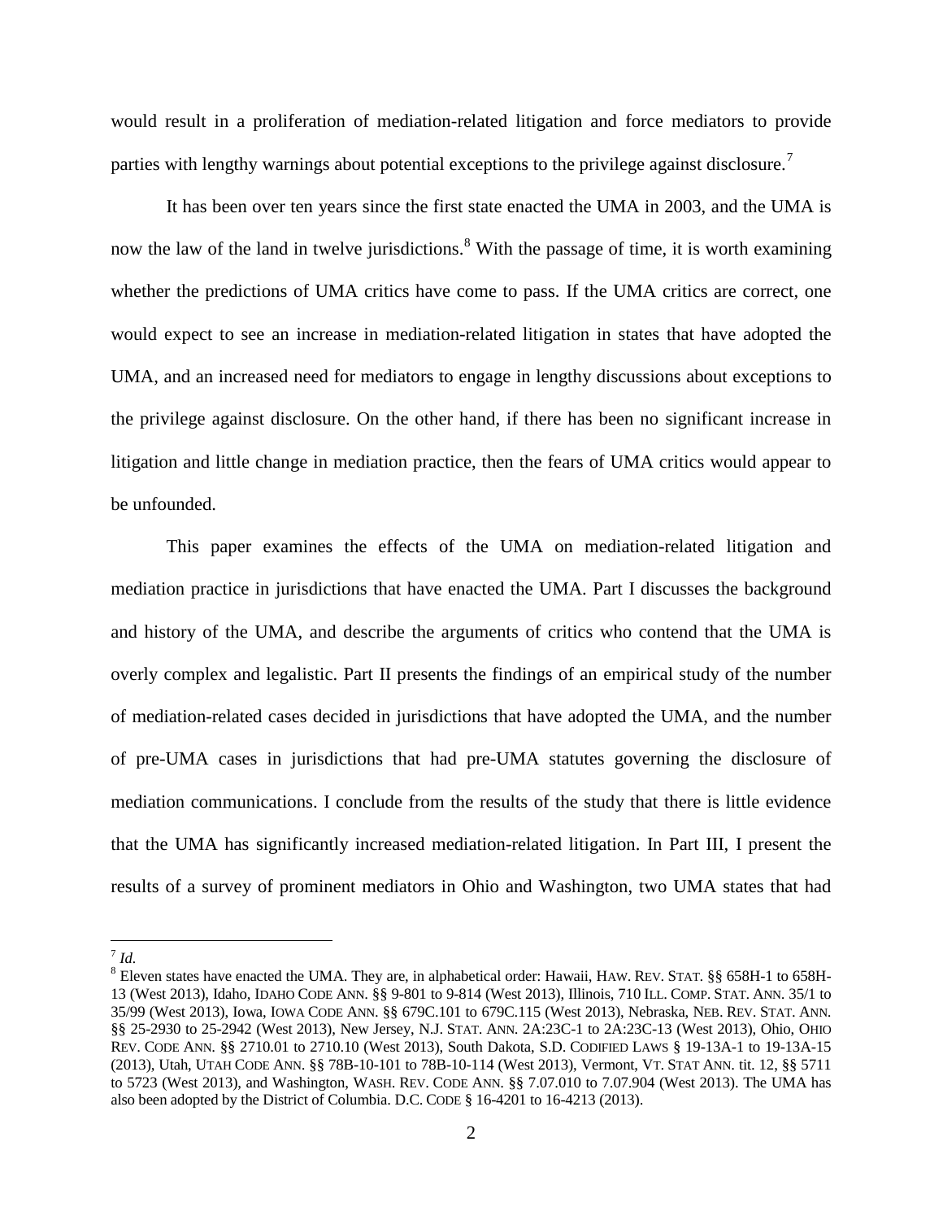would result in a proliferation of mediation-related litigation and force mediators to provide parties with lengthy warnings about potential exceptions to the privilege against disclosure.[7]

It has been over ten years since the first state enacted the UMA in 2003, and the UMA is now the law of the land in twelve jurisdictions.[8] With the passage of time, it is worth examining whether the predictions of UMA critics have come to pass. If the UMA critics are correct, one would expect to see an increase in mediation-related litigation in states that have adopted the UMA, and an increased need for mediators to engage in lengthy discussions about exceptions to the privilege against disclosure. On the other hand, if there has been no significant increase in litigation and little change in mediation practice, then the fears of UMA critics would appear to be unfounded.

This paper examines the effects of the UMA on mediation-related litigation and mediation practice in jurisdictions that have enacted the UMA. Part I discusses the background and history of the UMA, and describe the arguments of critics who contend that the UMA is overly complex and legalistic. Part II presents the findings of an empirical study of the number of mediation-related cases decided in jurisdictions that have adopted the UMA, and the number of pre-UMA cases in jurisdictions that had pre-UMA statutes governing the disclosure of mediation communications. I conclude from the results of the study that there is little evidence that the UMA has significantly increased mediation-related litigation. In Part III, I present the results of a survey of prominent mediators in Ohio and Washington, two UMA states that had

---

[7] *Id.*

[8] Eleven states have enacted the UMA. They are, in alphabetical order: Hawaii, HAW. REV. STAT. §§ 658H-1 to 658H-13 (West 2013), Idaho, IDAHO CODE ANN. §§ 9-801 to 9-814 (West 2013), Illinois, 710 ILL. COMP. STAT. ANN. 35/1 to 35/99 (West 2013), Iowa, IOWA CODE ANN. §§ 679C.101 to 679C.115 (West 2013), Nebraska, NEB. REV. STAT. ANN. §§ 25-2930 to 25-2942 (West 2013), New Jersey, N.J. STAT. ANN. 2A:23C-1 to 2A:23C-13 (West 2013), Ohio, OHIO REV. CODE ANN. §§ 2710.01 to 2710.10 (West 2013), South Dakota, S.D. CODIFIED LAWS § 19-13A-1 to 19-13A-15 (2013), Utah, UTAH CODE ANN. §§ 78B-10-101 to 78B-10-114 (West 2013), Vermont, VT. STAT ANN. tit. 12, §§ 5711 to 5723 (West 2013), and Washington, WASH. REV. CODE ANN. §§ 7.07.010 to 7.07.904 (West 2013). The UMA has also been adopted by the District of Columbia. D.C. CODE § 16-4201 to 16-4213 (2013).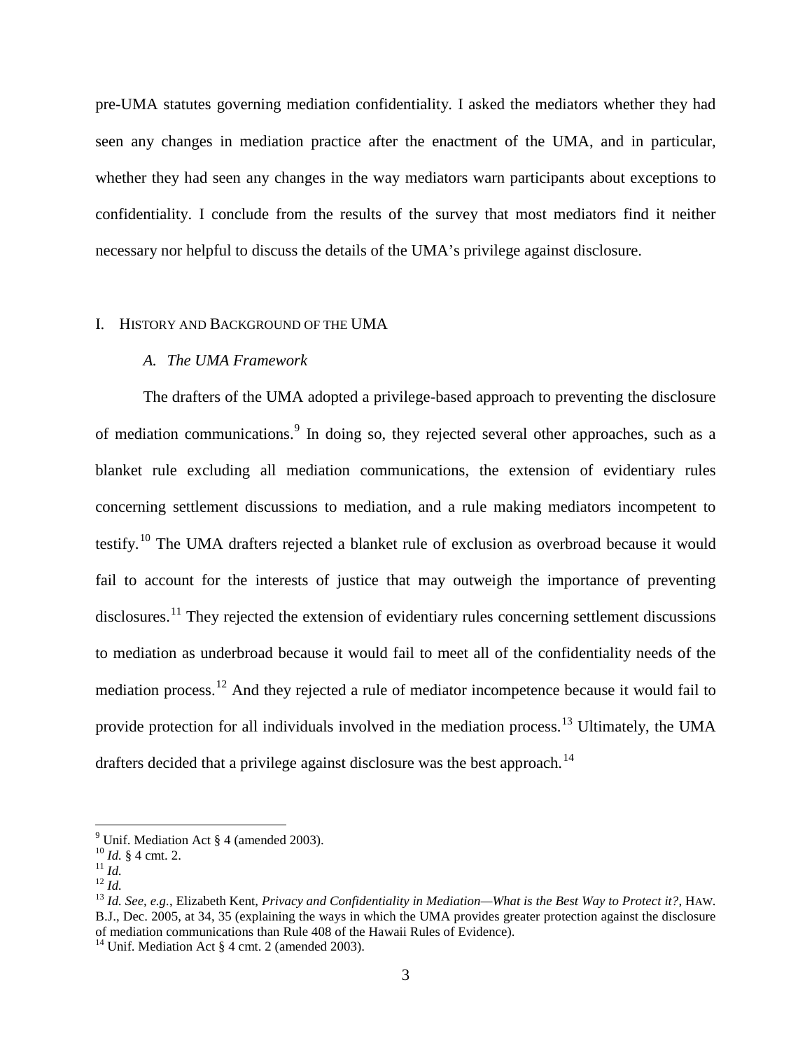pre-UMA statutes governing mediation confidentiality. I asked the mediators whether they had seen any changes in mediation practice after the enactment of the UMA, and in particular, whether they had seen any changes in the way mediators warn participants about exceptions to confidentiality. I conclude from the results of the survey that most mediators find it neither necessary nor helpful to discuss the details of the UMA's privilege against disclosure.

## I. History and Background of the UMA

### *A. The UMA Framework*

The drafters of the UMA adopted a privilege-based approach to preventing the disclosure of mediation communications.[9] In doing so, they rejected several other approaches, such as a blanket rule excluding all mediation communications, the extension of evidentiary rules concerning settlement discussions to mediation, and a rule making mediators incompetent to testify.[10] The UMA drafters rejected a blanket rule of exclusion as overbroad because it would fail to account for the interests of justice that may outweigh the importance of preventing disclosures.[11] They rejected the extension of evidentiary rules concerning settlement discussions to mediation as underbroad because it would fail to meet all of the confidentiality needs of the mediation process.[12] And they rejected a rule of mediator incompetence because it would fail to provide protection for all individuals involved in the mediation process.[13] Ultimately, the UMA drafters decided that a privilege against disclosure was the best approach.[14]

---

[9] Unif. Mediation Act § 4 (amended 2003).

[10] *Id.* § 4 cmt. 2.

[11] *Id.*

[12] *Id.*

[13] *Id. See, e.g.*, Elizabeth Kent, *Privacy and Confidentiality in Mediation—What is the Best Way to Protect it?*, HAW. B.J., Dec. 2005, at 34, 35 (explaining the ways in which the UMA provides greater protection against the disclosure of mediation communications than Rule 408 of the Hawaii Rules of Evidence).

[14] Unif. Mediation Act § 4 cmt. 2 (amended 2003).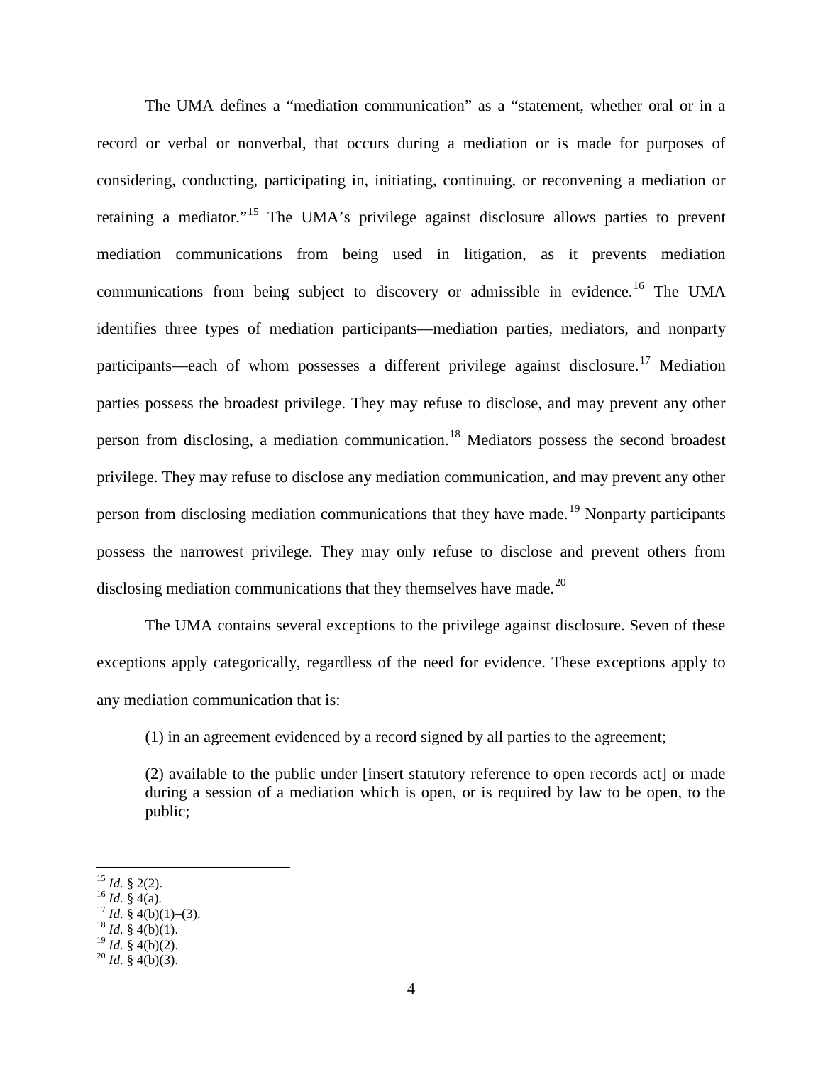The UMA defines a "mediation communication" as a "statement, whether oral or in a record or verbal or nonverbal, that occurs during a mediation or is made for purposes of considering, conducting, participating in, initiating, continuing, or reconvening a mediation or retaining a mediator."[15] The UMA's privilege against disclosure allows parties to prevent mediation communications from being used in litigation, as it prevents mediation communications from being subject to discovery or admissible in evidence.[16] The UMA identifies three types of mediation participants—mediation parties, mediators, and nonparty participants—each of whom possesses a different privilege against disclosure.[17] Mediation parties possess the broadest privilege. They may refuse to disclose, and may prevent any other person from disclosing, a mediation communication.[18] Mediators possess the second broadest privilege. They may refuse to disclose any mediation communication, and may prevent any other person from disclosing mediation communications that they have made.[19] Nonparty participants possess the narrowest privilege. They may only refuse to disclose and prevent others from disclosing mediation communications that they themselves have made.[20]

The UMA contains several exceptions to the privilege against disclosure. Seven of these exceptions apply categorically, regardless of the need for evidence. These exceptions apply to any mediation communication that is:

> (1) in an agreement evidenced by a record signed by all parties to the agreement;
>
> (2) available to the public under [insert statutory reference to open records act] or made during a session of a mediation which is open, or is required by law to be open, to the public;

---

[15] *Id.* § 2(2).
[16] *Id.* § 4(a).
[17] *Id.* § 4(b)(1)–(3).
[18] *Id.* § 4(b)(1).
[19] *Id.* § 4(b)(2).
[20] *Id.* § 4(b)(3).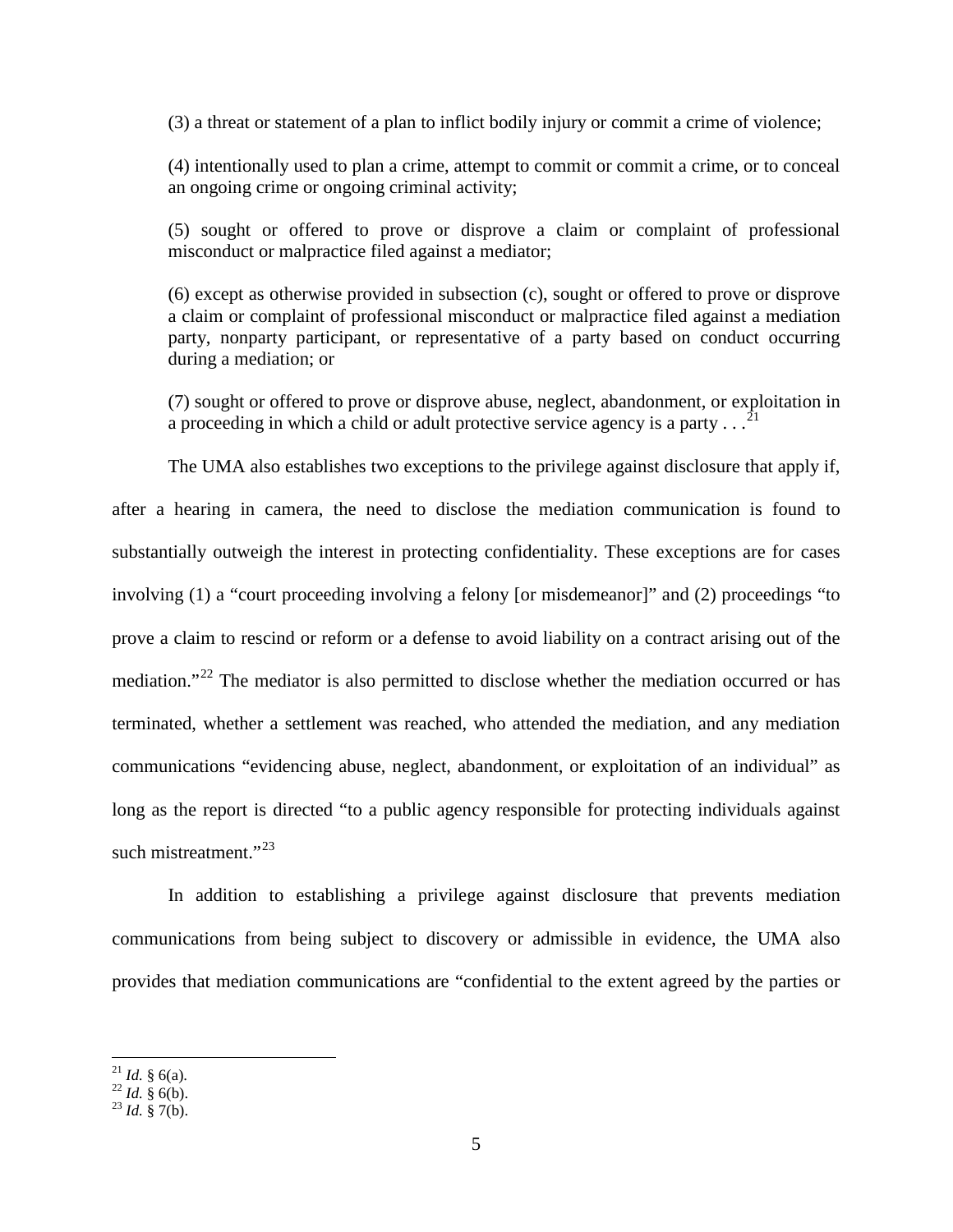(3) a threat or statement of a plan to inflict bodily injury or commit a crime of violence;

(4) intentionally used to plan a crime, attempt to commit or commit a crime, or to conceal an ongoing crime or ongoing criminal activity;

(5) sought or offered to prove or disprove a claim or complaint of professional misconduct or malpractice filed against a mediator;

(6) except as otherwise provided in subsection (c), sought or offered to prove or disprove a claim or complaint of professional misconduct or malpractice filed against a mediation party, nonparty participant, or representative of a party based on conduct occurring during a mediation; or

(7) sought or offered to prove or disprove abuse, neglect, abandonment, or exploitation in a proceeding in which a child or adult protective service agency is a party . . .[21]

The UMA also establishes two exceptions to the privilege against disclosure that apply if, after a hearing in camera, the need to disclose the mediation communication is found to substantially outweigh the interest in protecting confidentiality. These exceptions are for cases involving (1) a "court proceeding involving a felony [or misdemeanor]" and (2) proceedings "to prove a claim to rescind or reform or a defense to avoid liability on a contract arising out of the mediation."[22] The mediator is also permitted to disclose whether the mediation occurred or has terminated, whether a settlement was reached, who attended the mediation, and any mediation communications "evidencing abuse, neglect, abandonment, or exploitation of an individual" as long as the report is directed "to a public agency responsible for protecting individuals against such mistreatment."[23]

In addition to establishing a privilege against disclosure that prevents mediation communications from being subject to discovery or admissible in evidence, the UMA also provides that mediation communications are "confidential to the extent agreed by the parties or

---

[21] *Id.* § 6(a).
[22] *Id.* § 6(b).
[23] *Id.* § 7(b).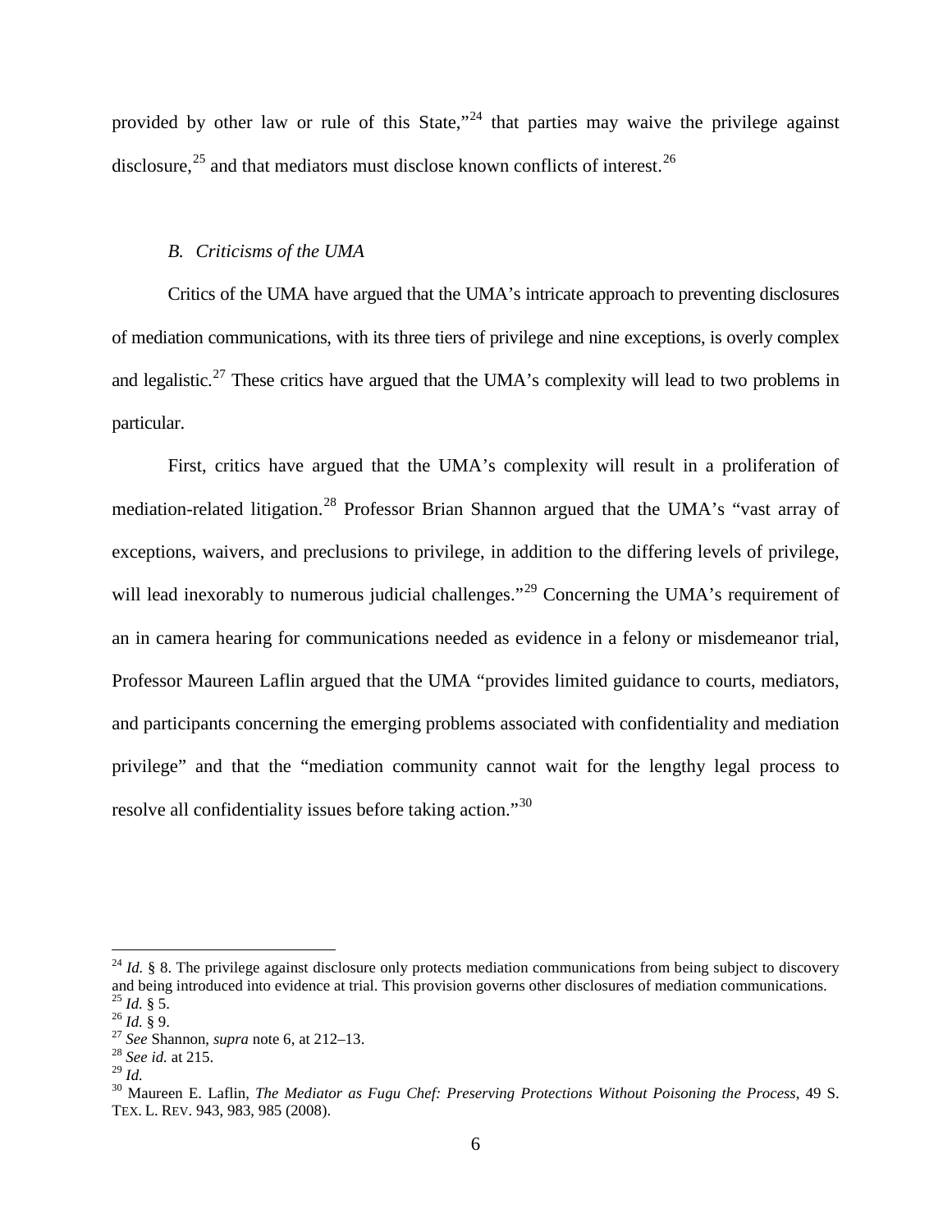provided by other law or rule of this State,"[24] that parties may waive the privilege against disclosure,[25] and that mediators must disclose known conflicts of interest.[26]

### *B. Criticisms of the UMA*

Critics of the UMA have argued that the UMA's intricate approach to preventing disclosures of mediation communications, with its three tiers of privilege and nine exceptions, is overly complex and legalistic.[27] These critics have argued that the UMA's complexity will lead to two problems in particular.

First, critics have argued that the UMA's complexity will result in a proliferation of mediation-related litigation.[28] Professor Brian Shannon argued that the UMA's "vast array of exceptions, waivers, and preclusions to privilege, in addition to the differing levels of privilege, will lead inexorably to numerous judicial challenges."[29] Concerning the UMA's requirement of an in camera hearing for communications needed as evidence in a felony or misdemeanor trial, Professor Maureen Laflin argued that the UMA "provides limited guidance to courts, mediators, and participants concerning the emerging problems associated with confidentiality and mediation privilege" and that the "mediation community cannot wait for the lengthy legal process to resolve all confidentiality issues before taking action."[30]

---

[24] *Id.* § 8. The privilege against disclosure only protects mediation communications from being subject to discovery and being introduced into evidence at trial. This provision governs other disclosures of mediation communications.

[25] *Id.* § 5.

[26] *Id.* § 9.

[27] *See* Shannon, *supra* note 6, at 212–13.

[28] *See id.* at 215.

[29] *Id.*

[30] Maureen E. Laflin, *The Mediator as Fugu Chef: Preserving Protections Without Poisoning the Process*, 49 S. TEX. L. REV. 943, 983, 985 (2008).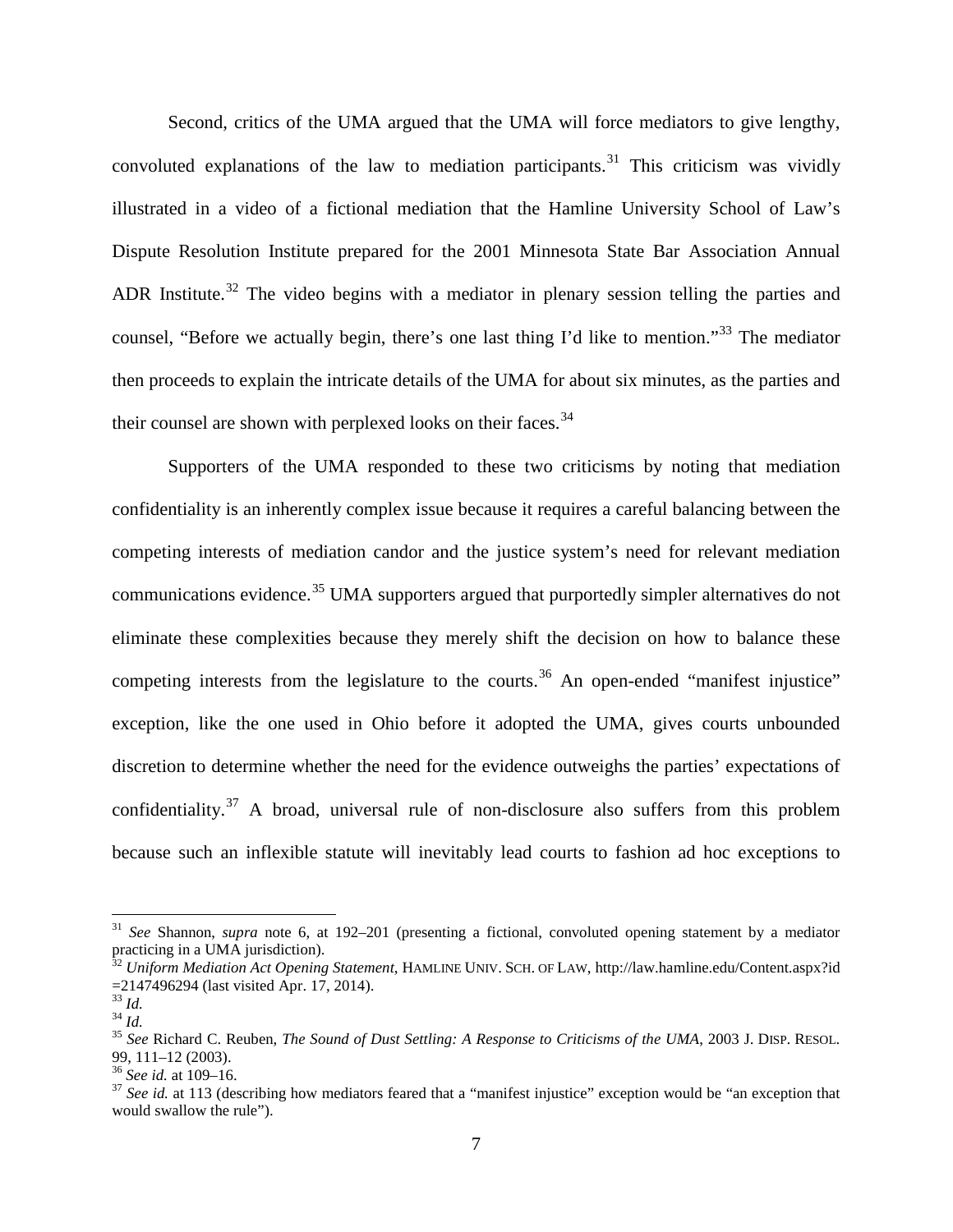Second, critics of the UMA argued that the UMA will force mediators to give lengthy, convoluted explanations of the law to mediation participants.[31] This criticism was vividly illustrated in a video of a fictional mediation that the Hamline University School of Law's Dispute Resolution Institute prepared for the 2001 Minnesota State Bar Association Annual ADR Institute.[32] The video begins with a mediator in plenary session telling the parties and counsel, "Before we actually begin, there's one last thing I'd like to mention."[33] The mediator then proceeds to explain the intricate details of the UMA for about six minutes, as the parties and their counsel are shown with perplexed looks on their faces.[34]

Supporters of the UMA responded to these two criticisms by noting that mediation confidentiality is an inherently complex issue because it requires a careful balancing between the competing interests of mediation candor and the justice system's need for relevant mediation communications evidence.[35] UMA supporters argued that purportedly simpler alternatives do not eliminate these complexities because they merely shift the decision on how to balance these competing interests from the legislature to the courts.[36] An open-ended "manifest injustice" exception, like the one used in Ohio before it adopted the UMA, gives courts unbounded discretion to determine whether the need for the evidence outweighs the parties' expectations of confidentiality.[37] A broad, universal rule of non-disclosure also suffers from this problem because such an inflexible statute will inevitably lead courts to fashion ad hoc exceptions to

---

[31] *See* Shannon, *supra* note 6, at 192–201 (presenting a fictional, convoluted opening statement by a mediator practicing in a UMA jurisdiction).

[32] *Uniform Mediation Act Opening Statement*, HAMLINE UNIV. SCH. OF LAW, http://law.hamline.edu/Content.aspx?id=2147496294 (last visited Apr. 17, 2014).

[33] *Id.*

[34] *Id.*

[35] *See* Richard C. Reuben, *The Sound of Dust Settling: A Response to Criticisms of the UMA*, 2003 J. DISP. RESOL. 99, 111–12 (2003).

[36] *See id.* at 109–16.

[37] *See id.* at 113 (describing how mediators feared that a "manifest injustice" exception would be "an exception that would swallow the rule").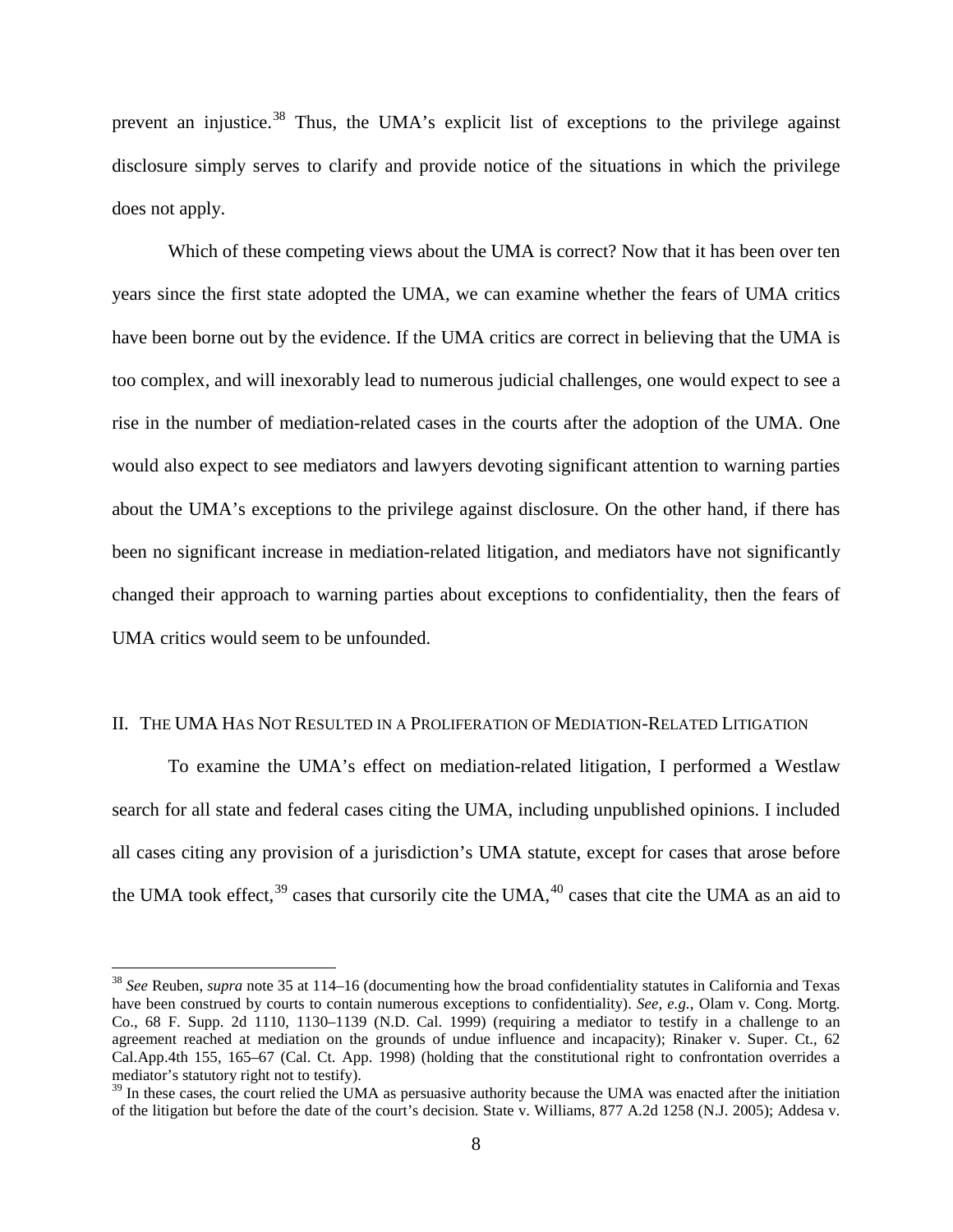prevent an injustice.[38] Thus, the UMA's explicit list of exceptions to the privilege against disclosure simply serves to clarify and provide notice of the situations in which the privilege does not apply.

Which of these competing views about the UMA is correct? Now that it has been over ten years since the first state adopted the UMA, we can examine whether the fears of UMA critics have been borne out by the evidence. If the UMA critics are correct in believing that the UMA is too complex, and will inexorably lead to numerous judicial challenges, one would expect to see a rise in the number of mediation-related cases in the courts after the adoption of the UMA. One would also expect to see mediators and lawyers devoting significant attention to warning parties about the UMA's exceptions to the privilege against disclosure. On the other hand, if there has been no significant increase in mediation-related litigation, and mediators have not significantly changed their approach to warning parties about exceptions to confidentiality, then the fears of UMA critics would seem to be unfounded.

## II. THE UMA HAS NOT RESULTED IN A PROLIFERATION OF MEDIATION-RELATED LITIGATION

To examine the UMA's effect on mediation-related litigation, I performed a Westlaw search for all state and federal cases citing the UMA, including unpublished opinions. I included all cases citing any provision of a jurisdiction's UMA statute, except for cases that arose before the UMA took effect,[39] cases that cursorily cite the UMA,[40] cases that cite the UMA as an aid to

---

[38] *See* Reuben, *supra* note 35 at 114–16 (documenting how the broad confidentiality statutes in California and Texas have been construed by courts to contain numerous exceptions to confidentiality). *See, e.g.*, Olam v. Cong. Mortg. Co., 68 F. Supp. 2d 1110, 1130–1139 (N.D. Cal. 1999) (requiring a mediator to testify in a challenge to an agreement reached at mediation on the grounds of undue influence and incapacity); Rinaker v. Super. Ct., 62 Cal.App.4th 155, 165–67 (Cal. Ct. App. 1998) (holding that the constitutional right to confrontation overrides a mediator's statutory right not to testify).

[39] In these cases, the court relied the UMA as persuasive authority because the UMA was enacted after the initiation of the litigation but before the date of the court's decision. State v. Williams, 877 A.2d 1258 (N.J. 2005); Addesa v.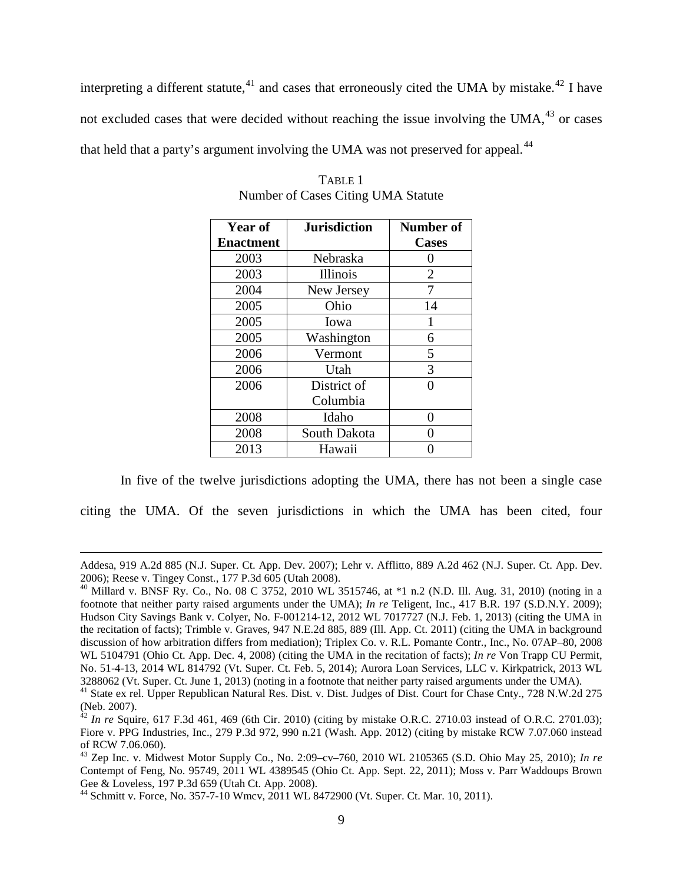interpreting a different statute,[41] and cases that erroneously cited the UMA by mistake.[42] I have not excluded cases that were decided without reaching the issue involving the UMA,[43] or cases that held that a party's argument involving the UMA was not preserved for appeal.[44]

TABLE 1
Number of Cases Citing UMA Statute

| Year of Enactment | Jurisdiction | Number of Cases |
| --- | --- | --- |
| 2003 | Nebraska | 0 |
| 2003 | Illinois | 2 |
| 2004 | New Jersey | 7 |
| 2005 | Ohio | 14 |
| 2005 | Iowa | 1 |
| 2005 | Washington | 6 |
| 2006 | Vermont | 5 |
| 2006 | Utah | 3 |
| 2006 | District of Columbia | 0 |
| 2008 | Idaho | 0 |
| 2008 | South Dakota | 0 |
| 2013 | Hawaii | 0 |

In five of the twelve jurisdictions adopting the UMA, there has not been a single case citing the UMA. Of the seven jurisdictions in which the UMA has been cited, four

---

Addesa, 919 A.2d 885 (N.J. Super. Ct. App. Dev. 2007); Lehr v. Afflitto, 889 A.2d 462 (N.J. Super. Ct. App. Dev. 2006); Reese v. Tingey Const., 177 P.3d 605 (Utah 2008).

[40] Millard v. BNSF Ry. Co., No. 08 C 3752, 2010 WL 3515746, at *1 n.2 (N.D. Ill. Aug. 31, 2010) (noting in a footnote that neither party raised arguments under the UMA); *In re* Teligent, Inc., 417 B.R. 197 (S.D.N.Y. 2009); Hudson City Savings Bank v. Colyer, No. F-001214-12, 2012 WL 7017727 (N.J. Feb. 1, 2013) (citing the UMA in the recitation of facts); Trimble v. Graves, 947 N.E.2d 885, 889 (Ill. App. Ct. 2011) (citing the UMA in background discussion of how arbitration differs from mediation); Triplex Co. v. R.L. Pomante Contr., Inc., No. 07AP–80, 2008 WL 5104791 (Ohio Ct. App. Dec. 4, 2008) (citing the UMA in the recitation of facts); *In re* Von Trapp CU Permit, No. 51-4-13, 2014 WL 814792 (Vt. Super. Ct. Feb. 5, 2014); Aurora Loan Services, LLC v. Kirkpatrick, 2013 WL 3288062 (Vt. Super. Ct. June 1, 2013) (noting in a footnote that neither party raised arguments under the UMA).

[41] State ex rel. Upper Republican Natural Res. Dist. v. Dist. Judges of Dist. Court for Chase Cnty., 728 N.W.2d 275 (Neb. 2007).

[42] *In re* Squire, 617 F.3d 461, 469 (6th Cir. 2010) (citing by mistake O.R.C. 2710.03 instead of O.R.C. 2701.03); Fiore v. PPG Industries, Inc., 279 P.3d 972, 990 n.21 (Wash. App. 2012) (citing by mistake RCW 7.07.060 instead of RCW 7.06.060).

[43] Zep Inc. v. Midwest Motor Supply Co., No. 2:09–cv–760, 2010 WL 2105365 (S.D. Ohio May 25, 2010); *In re* Contempt of Feng, No. 95749, 2011 WL 4389545 (Ohio Ct. App. Sept. 22, 2011); Moss v. Parr Waddoups Brown Gee & Loveless, 197 P.3d 659 (Utah Ct. App. 2008).

[44] Schmitt v. Force, No. 357-7-10 Wmcv, 2011 WL 8472900 (Vt. Super. Ct. Mar. 10, 2011).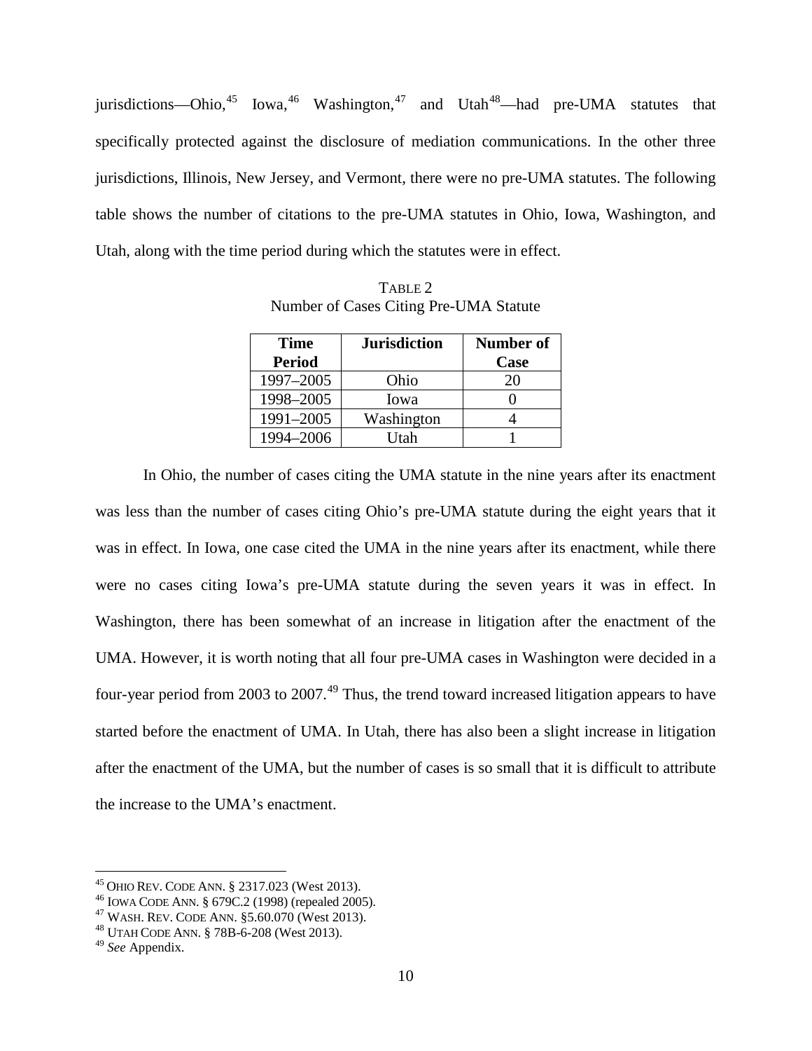jurisdictions—Ohio,[45] Iowa,[46] Washington,[47] and Utah[48]—had pre-UMA statutes that specifically protected against the disclosure of mediation communications. In the other three jurisdictions, Illinois, New Jersey, and Vermont, there were no pre-UMA statutes. The following table shows the number of citations to the pre-UMA statutes in Ohio, Iowa, Washington, and Utah, along with the time period during which the statutes were in effect.

TABLE 2
Number of Cases Citing Pre-UMA Statute

| Time Period | Jurisdiction | Number of Case |
|---|---|---|
| 1997–2005 | Ohio | 20 |
| 1998–2005 | Iowa | 0 |
| 1991–2005 | Washington | 4 |
| 1994–2006 | Utah | 1 |

In Ohio, the number of cases citing the UMA statute in the nine years after its enactment was less than the number of cases citing Ohio's pre-UMA statute during the eight years that it was in effect. In Iowa, one case cited the UMA in the nine years after its enactment, while there were no cases citing Iowa's pre-UMA statute during the seven years it was in effect. In Washington, there has been somewhat of an increase in litigation after the enactment of the UMA. However, it is worth noting that all four pre-UMA cases in Washington were decided in a four-year period from 2003 to 2007.[49] Thus, the trend toward increased litigation appears to have started before the enactment of UMA. In Utah, there has also been a slight increase in litigation after the enactment of the UMA, but the number of cases is so small that it is difficult to attribute the increase to the UMA's enactment.

---

[45] OHIO REV. CODE ANN. § 2317.023 (West 2013).
[46] IOWA CODE ANN. § 679C.2 (1998) (repealed 2005).
[47] WASH. REV. CODE ANN. §5.60.070 (West 2013).
[48] UTAH CODE ANN. § 78B-6-208 (West 2013).
[49] *See* Appendix.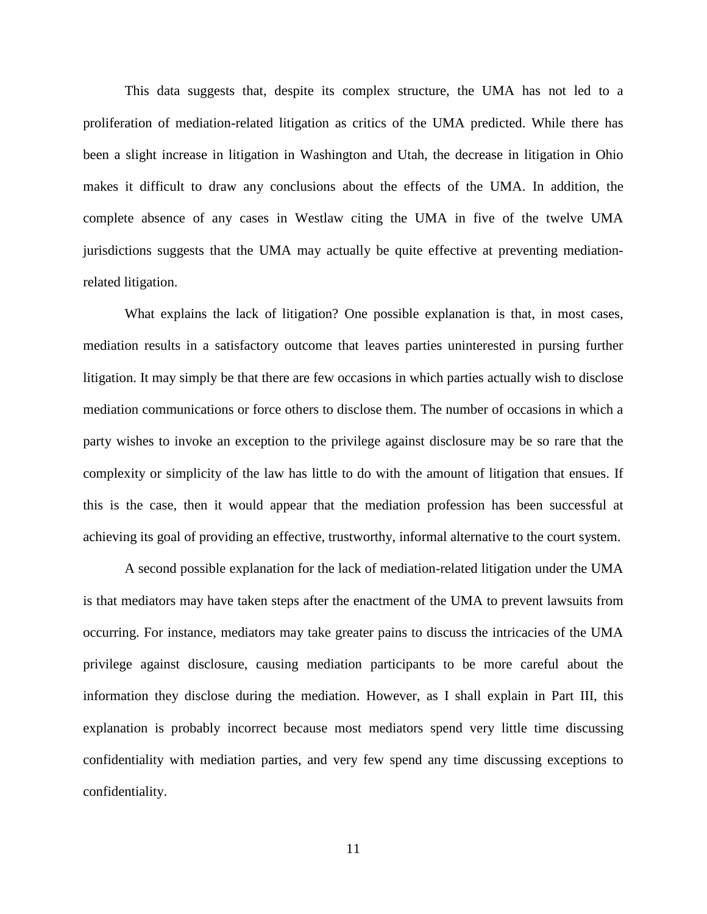This data suggests that, despite its complex structure, the UMA has not led to a proliferation of mediation-related litigation as critics of the UMA predicted. While there has been a slight increase in litigation in Washington and Utah, the decrease in litigation in Ohio makes it difficult to draw any conclusions about the effects of the UMA. In addition, the complete absence of any cases in Westlaw citing the UMA in five of the twelve UMA jurisdictions suggests that the UMA may actually be quite effective at preventing mediation-related litigation.

What explains the lack of litigation? One possible explanation is that, in most cases, mediation results in a satisfactory outcome that leaves parties uninterested in pursing further litigation. It may simply be that there are few occasions in which parties actually wish to disclose mediation communications or force others to disclose them. The number of occasions in which a party wishes to invoke an exception to the privilege against disclosure may be so rare that the complexity or simplicity of the law has little to do with the amount of litigation that ensues. If this is the case, then it would appear that the mediation profession has been successful at achieving its goal of providing an effective, trustworthy, informal alternative to the court system.

A second possible explanation for the lack of mediation-related litigation under the UMA is that mediators may have taken steps after the enactment of the UMA to prevent lawsuits from occurring. For instance, mediators may take greater pains to discuss the intricacies of the UMA privilege against disclosure, causing mediation participants to be more careful about the information they disclose during the mediation. However, as I shall explain in Part III, this explanation is probably incorrect because most mediators spend very little time discussing confidentiality with mediation parties, and very few spend any time discussing exceptions to confidentiality.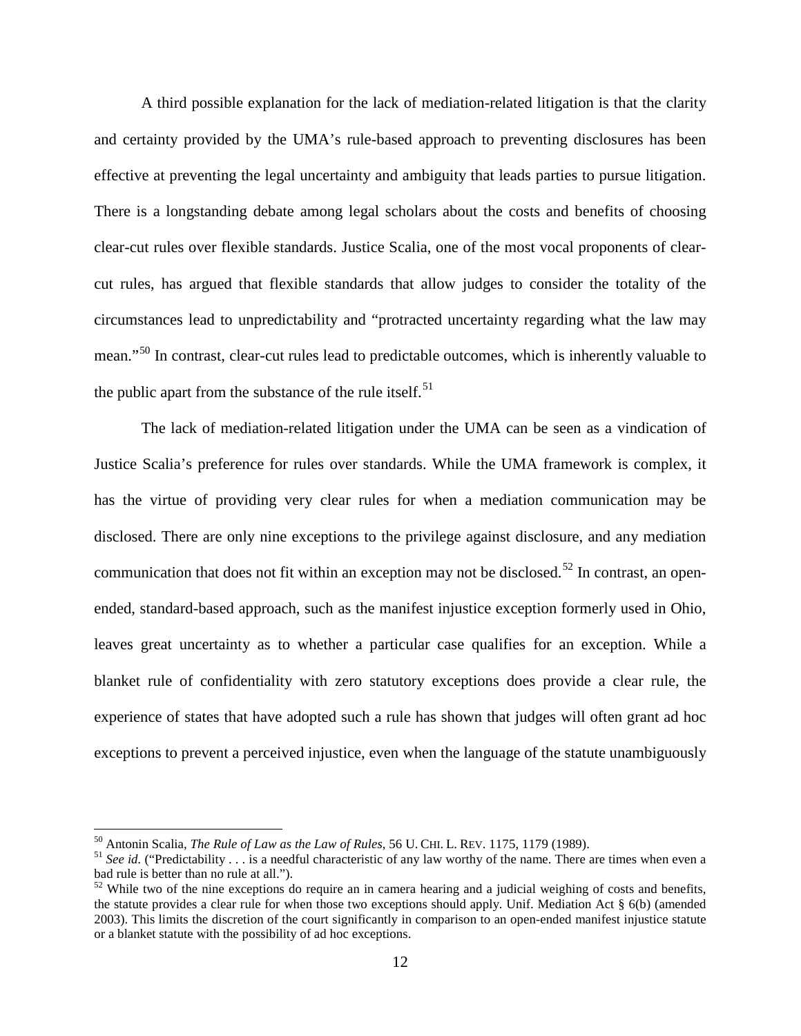A third possible explanation for the lack of mediation-related litigation is that the clarity and certainty provided by the UMA's rule-based approach to preventing disclosures has been effective at preventing the legal uncertainty and ambiguity that leads parties to pursue litigation. There is a longstanding debate among legal scholars about the costs and benefits of choosing clear-cut rules over flexible standards. Justice Scalia, one of the most vocal proponents of clear-cut rules, has argued that flexible standards that allow judges to consider the totality of the circumstances lead to unpredictability and "protracted uncertainty regarding what the law may mean."[50] In contrast, clear-cut rules lead to predictable outcomes, which is inherently valuable to the public apart from the substance of the rule itself.[51]

The lack of mediation-related litigation under the UMA can be seen as a vindication of Justice Scalia's preference for rules over standards. While the UMA framework is complex, it has the virtue of providing very clear rules for when a mediation communication may be disclosed. There are only nine exceptions to the privilege against disclosure, and any mediation communication that does not fit within an exception may not be disclosed.[52] In contrast, an open-ended, standard-based approach, such as the manifest injustice exception formerly used in Ohio, leaves great uncertainty as to whether a particular case qualifies for an exception. While a blanket rule of confidentiality with zero statutory exceptions does provide a clear rule, the experience of states that have adopted such a rule has shown that judges will often grant ad hoc exceptions to prevent a perceived injustice, even when the language of the statute unambiguously

[50] Antonin Scalia, *The Rule of Law as the Law of Rules*, 56 U. CHI. L. REV. 1175, 1179 (1989).

[51] *See id.* ("Predictability . . . is a needful characteristic of any law worthy of the name. There are times when even a bad rule is better than no rule at all.").

[52] While two of the nine exceptions do require an in camera hearing and a judicial weighing of costs and benefits, the statute provides a clear rule for when those two exceptions should apply. Unif. Mediation Act § 6(b) (amended 2003). This limits the discretion of the court significantly in comparison to an open-ended manifest injustice statute or a blanket statute with the possibility of ad hoc exceptions.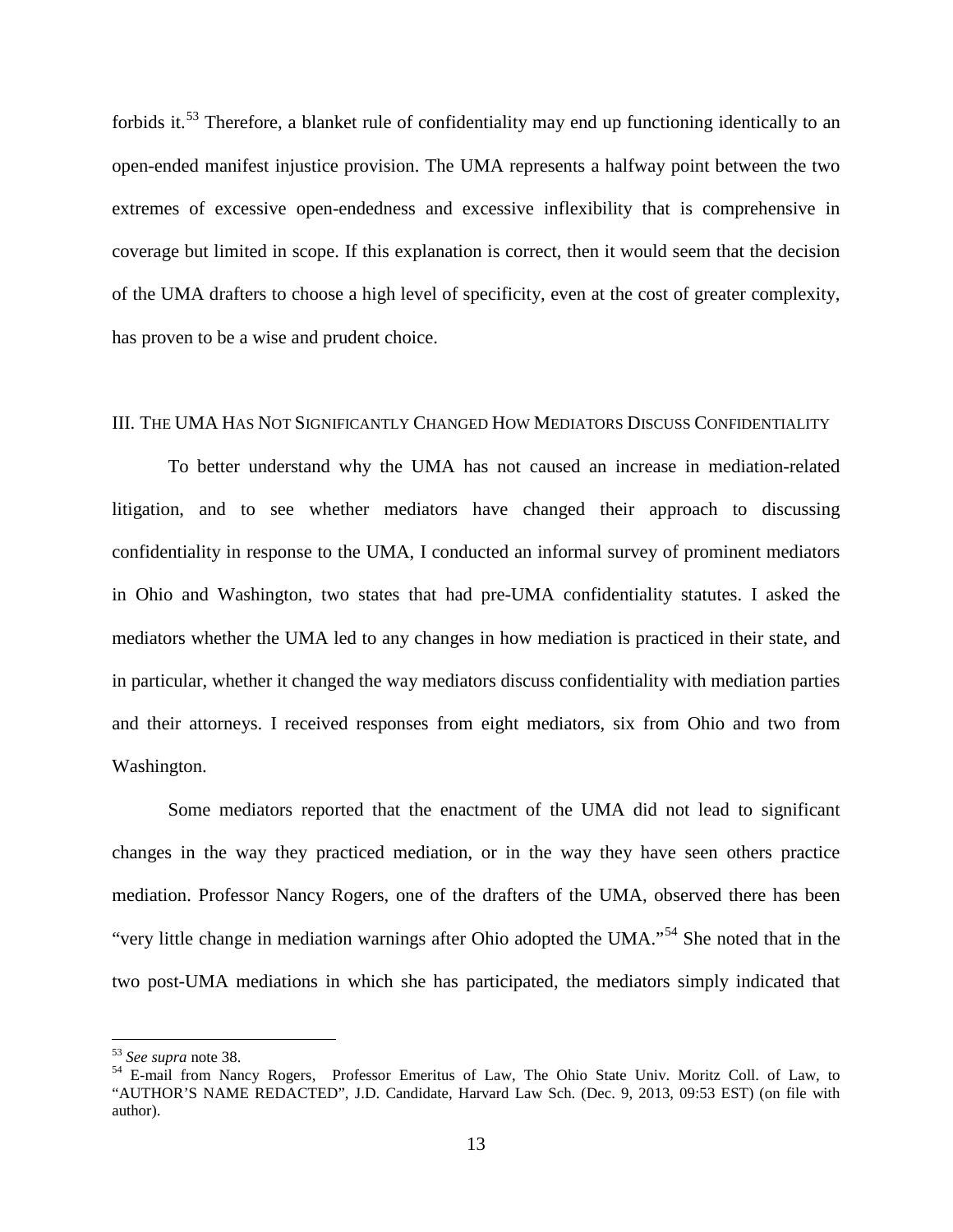forbids it.[53] Therefore, a blanket rule of confidentiality may end up functioning identically to an open-ended manifest injustice provision. The UMA represents a halfway point between the two extremes of excessive open-endedness and excessive inflexibility that is comprehensive in coverage but limited in scope. If this explanation is correct, then it would seem that the decision of the UMA drafters to choose a high level of specificity, even at the cost of greater complexity, has proven to be a wise and prudent choice.

## III. The UMA Has Not Significantly Changed How Mediators Discuss Confidentiality

To better understand why the UMA has not caused an increase in mediation-related litigation, and to see whether mediators have changed their approach to discussing confidentiality in response to the UMA, I conducted an informal survey of prominent mediators in Ohio and Washington, two states that had pre-UMA confidentiality statutes. I asked the mediators whether the UMA led to any changes in how mediation is practiced in their state, and in particular, whether it changed the way mediators discuss confidentiality with mediation parties and their attorneys. I received responses from eight mediators, six from Ohio and two from Washington.

Some mediators reported that the enactment of the UMA did not lead to significant changes in the way they practiced mediation, or in the way they have seen others practice mediation. Professor Nancy Rogers, one of the drafters of the UMA, observed there has been "very little change in mediation warnings after Ohio adopted the UMA."[54] She noted that in the two post-UMA mediations in which she has participated, the mediators simply indicated that

---

[53] *See supra* note 38.

[54] E-mail from Nancy Rogers, Professor Emeritus of Law, The Ohio State Univ. Moritz Coll. of Law, to "AUTHOR'S NAME REDACTED", J.D. Candidate, Harvard Law Sch. (Dec. 9, 2013, 09:53 EST) (on file with author).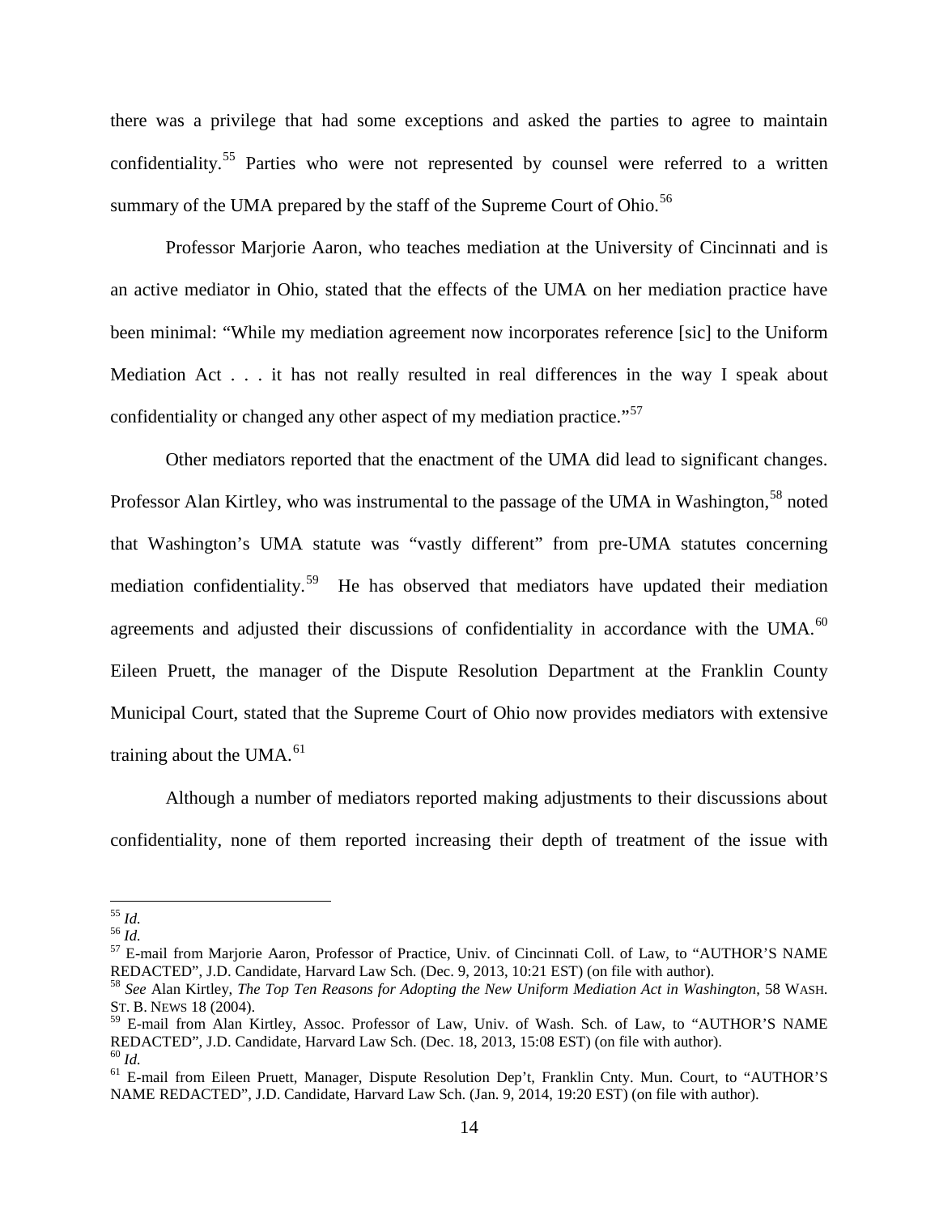there was a privilege that had some exceptions and asked the parties to agree to maintain confidentiality.[55] Parties who were not represented by counsel were referred to a written summary of the UMA prepared by the staff of the Supreme Court of Ohio.[56]

Professor Marjorie Aaron, who teaches mediation at the University of Cincinnati and is an active mediator in Ohio, stated that the effects of the UMA on her mediation practice have been minimal: "While my mediation agreement now incorporates reference [sic] to the Uniform Mediation Act . . . it has not really resulted in real differences in the way I speak about confidentiality or changed any other aspect of my mediation practice."[57]

Other mediators reported that the enactment of the UMA did lead to significant changes. Professor Alan Kirtley, who was instrumental to the passage of the UMA in Washington,[58] noted that Washington's UMA statute was "vastly different" from pre-UMA statutes concerning mediation confidentiality.[59] He has observed that mediators have updated their mediation agreements and adjusted their discussions of confidentiality in accordance with the UMA.[60] Eileen Pruett, the manager of the Dispute Resolution Department at the Franklin County Municipal Court, stated that the Supreme Court of Ohio now provides mediators with extensive training about the UMA.[61]

Although a number of mediators reported making adjustments to their discussions about confidentiality, none of them reported increasing their depth of treatment of the issue with

---

[55] *Id.*

[56] *Id.*

[57] E-mail from Marjorie Aaron, Professor of Practice, Univ. of Cincinnati Coll. of Law, to "AUTHOR'S NAME REDACTED", J.D. Candidate, Harvard Law Sch. (Dec. 9, 2013, 10:21 EST) (on file with author).

[58] *See* Alan Kirtley, *The Top Ten Reasons for Adopting the New Uniform Mediation Act in Washington*, 58 WASH. ST. B. NEWS 18 (2004).

[59] E-mail from Alan Kirtley, Assoc. Professor of Law, Univ. of Wash. Sch. of Law, to "AUTHOR'S NAME REDACTED", J.D. Candidate, Harvard Law Sch. (Dec. 18, 2013, 15:08 EST) (on file with author).

[60] *Id.*

[61] E-mail from Eileen Pruett, Manager, Dispute Resolution Dep't, Franklin Cnty. Mun. Court, to "AUTHOR'S NAME REDACTED", J.D. Candidate, Harvard Law Sch. (Jan. 9, 2014, 19:20 EST) (on file with author).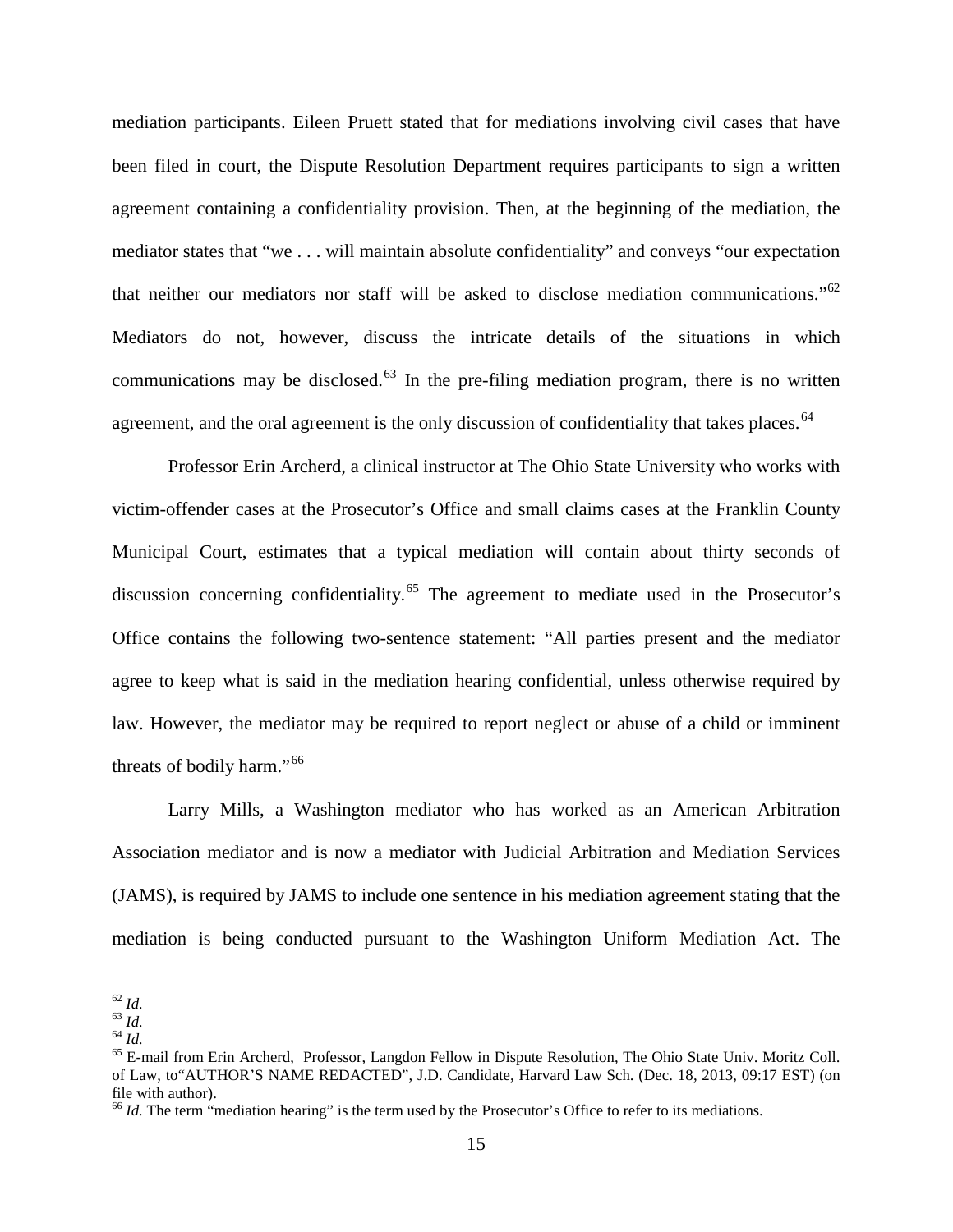mediation participants. Eileen Pruett stated that for mediations involving civil cases that have been filed in court, the Dispute Resolution Department requires participants to sign a written agreement containing a confidentiality provision. Then, at the beginning of the mediation, the mediator states that "we . . . will maintain absolute confidentiality" and conveys "our expectation that neither our mediators nor staff will be asked to disclose mediation communications."[62] Mediators do not, however, discuss the intricate details of the situations in which communications may be disclosed.[63] In the pre-filing mediation program, there is no written agreement, and the oral agreement is the only discussion of confidentiality that takes places.[64]

Professor Erin Archerd, a clinical instructor at The Ohio State University who works with victim-offender cases at the Prosecutor's Office and small claims cases at the Franklin County Municipal Court, estimates that a typical mediation will contain about thirty seconds of discussion concerning confidentiality.[65] The agreement to mediate used in the Prosecutor's Office contains the following two-sentence statement: "All parties present and the mediator agree to keep what is said in the mediation hearing confidential, unless otherwise required by law. However, the mediator may be required to report neglect or abuse of a child or imminent threats of bodily harm."[66]

Larry Mills, a Washington mediator who has worked as an American Arbitration Association mediator and is now a mediator with Judicial Arbitration and Mediation Services (JAMS), is required by JAMS to include one sentence in his mediation agreement stating that the mediation is being conducted pursuant to the Washington Uniform Mediation Act. The

---

[62] *Id.*

[63] *Id.*

[64] *Id.*

[65] E-mail from Erin Archerd, Professor, Langdon Fellow in Dispute Resolution, The Ohio State Univ. Moritz Coll. of Law, to"AUTHOR'S NAME REDACTED", J.D. Candidate, Harvard Law Sch. (Dec. 18, 2013, 09:17 EST) (on file with author).

[66] *Id.* The term "mediation hearing" is the term used by the Prosecutor's Office to refer to its mediations.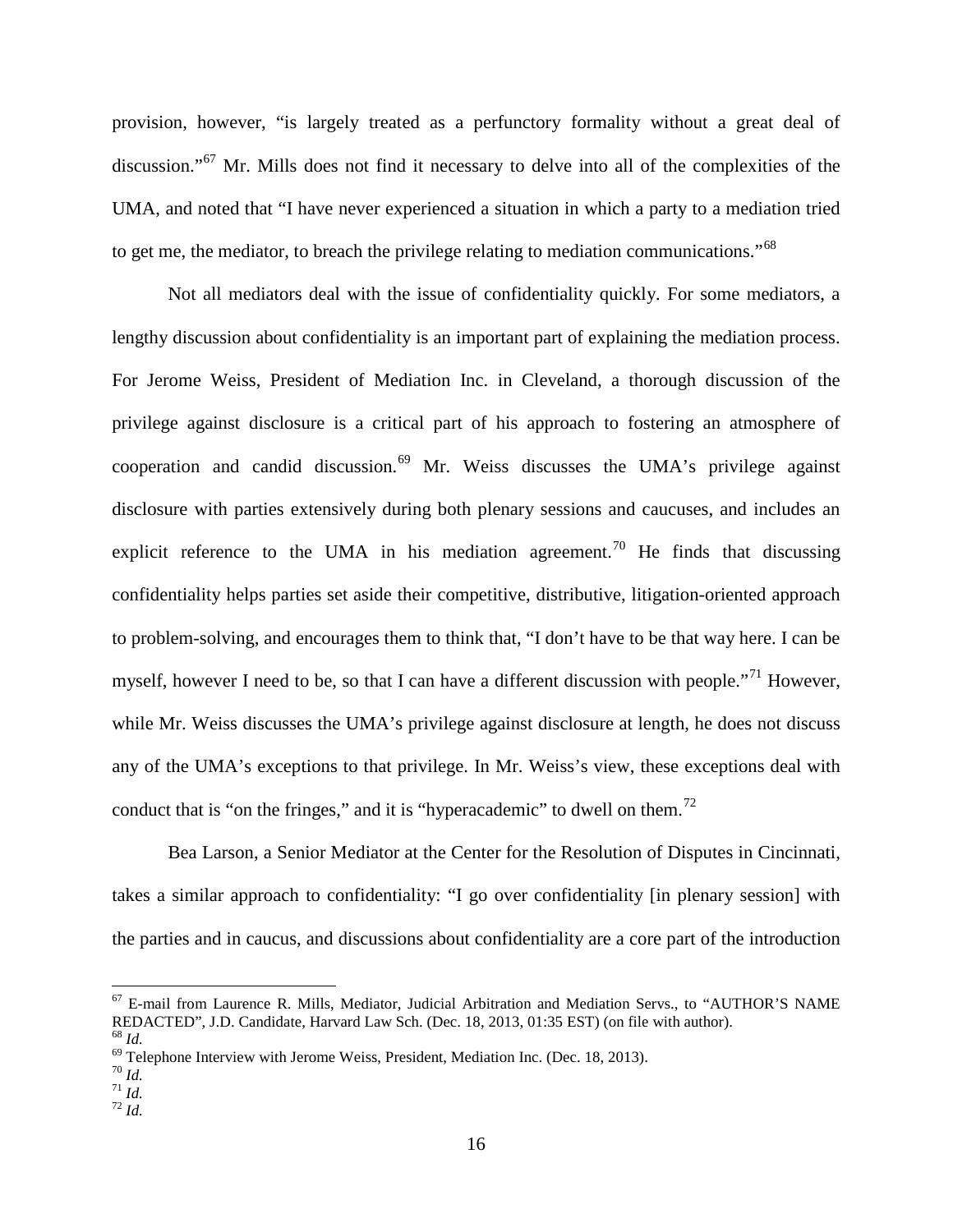provision, however, "is largely treated as a perfunctory formality without a great deal of discussion."[67] Mr. Mills does not find it necessary to delve into all of the complexities of the UMA, and noted that "I have never experienced a situation in which a party to a mediation tried to get me, the mediator, to breach the privilege relating to mediation communications."[68]

Not all mediators deal with the issue of confidentiality quickly. For some mediators, a lengthy discussion about confidentiality is an important part of explaining the mediation process. For Jerome Weiss, President of Mediation Inc. in Cleveland, a thorough discussion of the privilege against disclosure is a critical part of his approach to fostering an atmosphere of cooperation and candid discussion.[69] Mr. Weiss discusses the UMA's privilege against disclosure with parties extensively during both plenary sessions and caucuses, and includes an explicit reference to the UMA in his mediation agreement.[70] He finds that discussing confidentiality helps parties set aside their competitive, distributive, litigation-oriented approach to problem-solving, and encourages them to think that, "I don't have to be that way here. I can be myself, however I need to be, so that I can have a different discussion with people."[71] However, while Mr. Weiss discusses the UMA's privilege against disclosure at length, he does not discuss any of the UMA's exceptions to that privilege. In Mr. Weiss's view, these exceptions deal with conduct that is "on the fringes," and it is "hyperacademic" to dwell on them.[72]

Bea Larson, a Senior Mediator at the Center for the Resolution of Disputes in Cincinnati, takes a similar approach to confidentiality: "I go over confidentiality [in plenary session] with the parties and in caucus, and discussions about confidentiality are a core part of the introduction

---

[67] E-mail from Laurence R. Mills, Mediator, Judicial Arbitration and Mediation Servs., to "AUTHOR'S NAME REDACTED", J.D. Candidate, Harvard Law Sch. (Dec. 18, 2013, 01:35 EST) (on file with author).

[68] *Id.*

[69] Telephone Interview with Jerome Weiss, President, Mediation Inc. (Dec. 18, 2013).

[70] *Id.*

[71] *Id.*

[72] *Id.*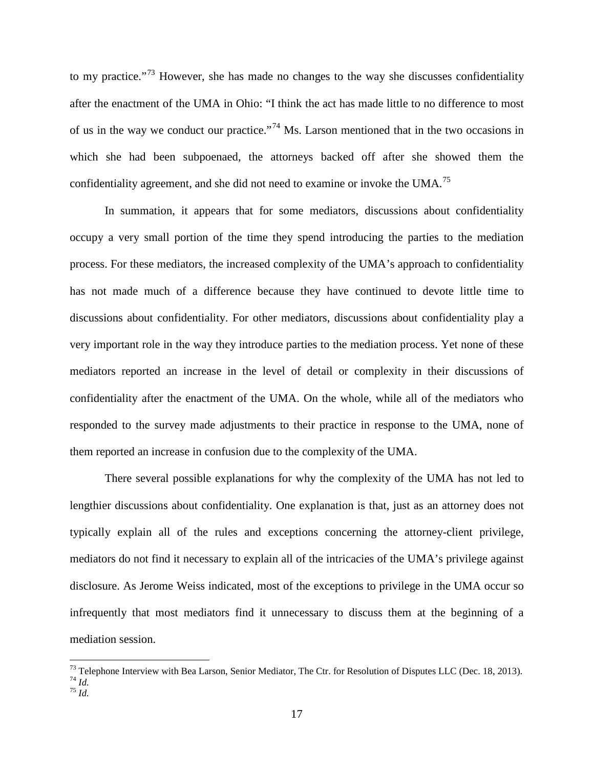to my practice."[73] However, she has made no changes to the way she discusses confidentiality after the enactment of the UMA in Ohio: "I think the act has made little to no difference to most of us in the way we conduct our practice."[74] Ms. Larson mentioned that in the two occasions in which she had been subpoenaed, the attorneys backed off after she showed them the confidentiality agreement, and she did not need to examine or invoke the UMA.[75]

In summation, it appears that for some mediators, discussions about confidentiality occupy a very small portion of the time they spend introducing the parties to the mediation process. For these mediators, the increased complexity of the UMA's approach to confidentiality has not made much of a difference because they have continued to devote little time to discussions about confidentiality. For other mediators, discussions about confidentiality play a very important role in the way they introduce parties to the mediation process. Yet none of these mediators reported an increase in the level of detail or complexity in their discussions of confidentiality after the enactment of the UMA. On the whole, while all of the mediators who responded to the survey made adjustments to their practice in response to the UMA, none of them reported an increase in confusion due to the complexity of the UMA.

There several possible explanations for why the complexity of the UMA has not led to lengthier discussions about confidentiality. One explanation is that, just as an attorney does not typically explain all of the rules and exceptions concerning the attorney-client privilege, mediators do not find it necessary to explain all of the intricacies of the UMA's privilege against disclosure. As Jerome Weiss indicated, most of the exceptions to privilege in the UMA occur so infrequently that most mediators find it unnecessary to discuss them at the beginning of a mediation session.

---

[73] Telephone Interview with Bea Larson, Senior Mediator, The Ctr. for Resolution of Disputes LLC (Dec. 18, 2013).
[74] *Id.*
[75] *Id.*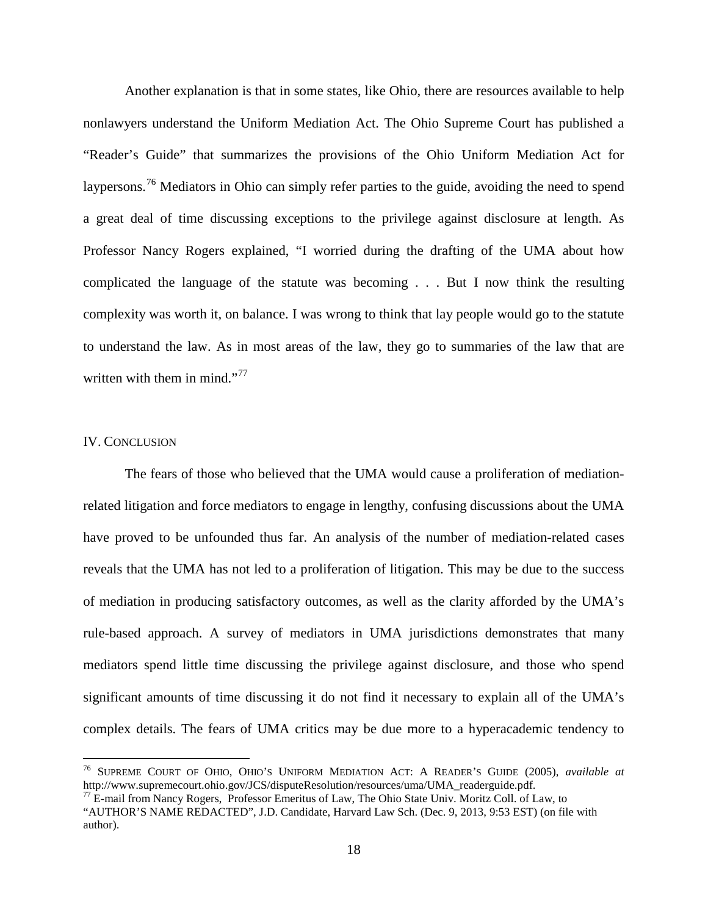Another explanation is that in some states, like Ohio, there are resources available to help nonlawyers understand the Uniform Mediation Act. The Ohio Supreme Court has published a "Reader's Guide" that summarizes the provisions of the Ohio Uniform Mediation Act for laypersons.[76] Mediators in Ohio can simply refer parties to the guide, avoiding the need to spend a great deal of time discussing exceptions to the privilege against disclosure at length. As Professor Nancy Rogers explained, "I worried during the drafting of the UMA about how complicated the language of the statute was becoming . . . But I now think the resulting complexity was worth it, on balance. I was wrong to think that lay people would go to the statute to understand the law. As in most areas of the law, they go to summaries of the law that are written with them in mind."[77]

## IV. CONCLUSION

The fears of those who believed that the UMA would cause a proliferation of mediation-related litigation and force mediators to engage in lengthy, confusing discussions about the UMA have proved to be unfounded thus far. An analysis of the number of mediation-related cases reveals that the UMA has not led to a proliferation of litigation. This may be due to the success of mediation in producing satisfactory outcomes, as well as the clarity afforded by the UMA's rule-based approach. A survey of mediators in UMA jurisdictions demonstrates that many mediators spend little time discussing the privilege against disclosure, and those who spend significant amounts of time discussing it do not find it necessary to explain all of the UMA's complex details. The fears of UMA critics may be due more to a hyperacademic tendency to

---

[76] SUPREME COURT OF OHIO, OHIO'S UNIFORM MEDIATION ACT: A READER'S GUIDE (2005), *available at* http://www.supremecourt.ohio.gov/JCS/disputeResolution/resources/uma/UMA_readerguide.pdf.

[77] E-mail from Nancy Rogers, Professor Emeritus of Law, The Ohio State Univ. Moritz Coll. of Law, to "AUTHOR'S NAME REDACTED", J.D. Candidate, Harvard Law Sch. (Dec. 9, 2013, 9:53 EST) (on file with author).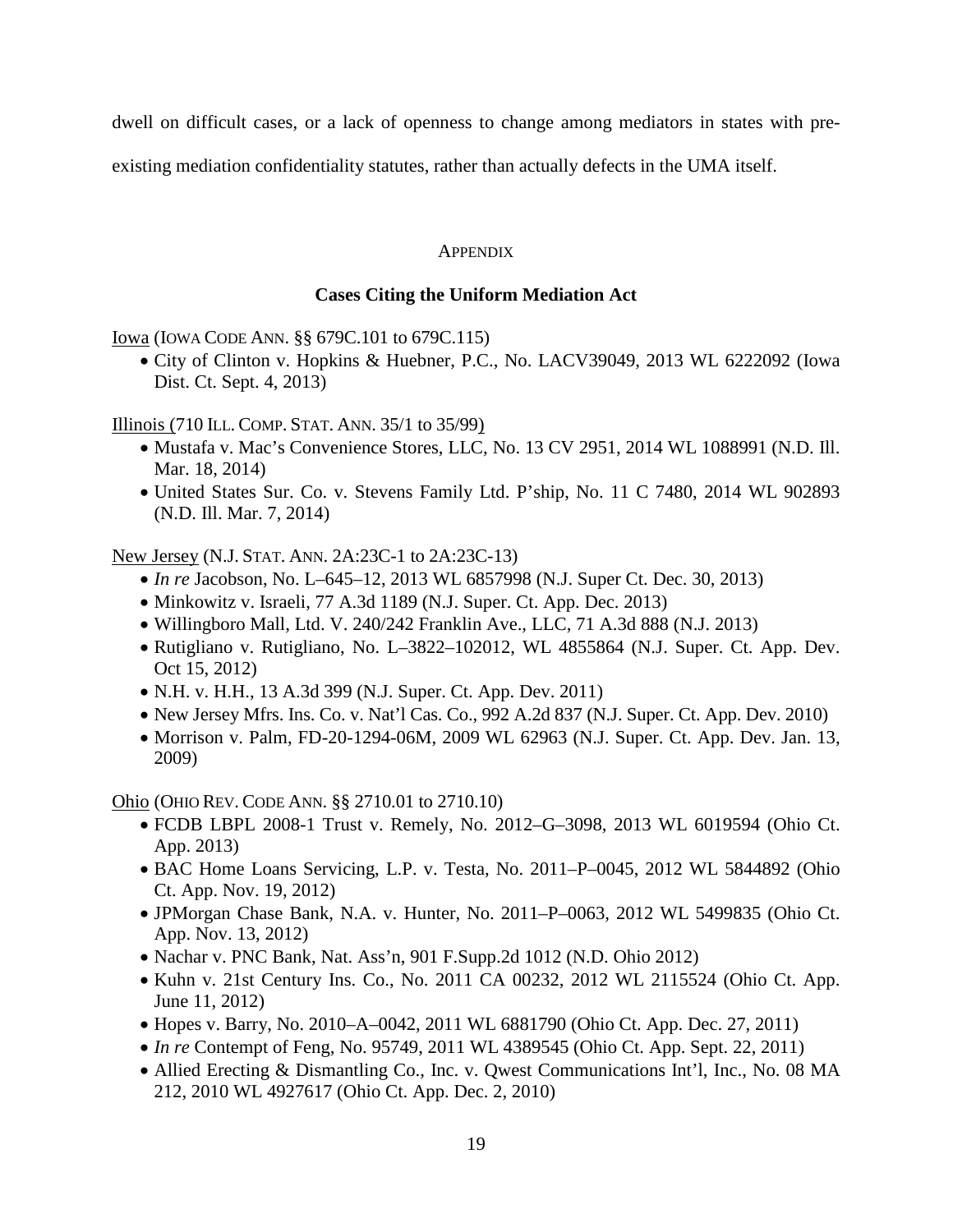dwell on difficult cases, or a lack of openness to change among mediators in states with pre-existing mediation confidentiality statutes, rather than actually defects in the UMA itself.

## APPENDIX

### Cases Citing the Uniform Mediation Act

Iowa (IOWA CODE ANN. §§ 679C.101 to 679C.115)

- City of Clinton v. Hopkins & Huebner, P.C., No. LACV39049, 2013 WL 6222092 (Iowa Dist. Ct. Sept. 4, 2013)

Illinois (710 ILL. COMP. STAT. ANN. 35/1 to 35/99)

- Mustafa v. Mac's Convenience Stores, LLC, No. 13 CV 2951, 2014 WL 1088991 (N.D. Ill. Mar. 18, 2014)
- United States Sur. Co. v. Stevens Family Ltd. P'ship, No. 11 C 7480, 2014 WL 902893 (N.D. Ill. Mar. 7, 2014)

New Jersey (N.J. STAT. ANN. 2A:23C-1 to 2A:23C-13)

- *In re* Jacobson, No. L–645–12, 2013 WL 6857998 (N.J. Super Ct. Dec. 30, 2013)
- Minkowitz v. Israeli, 77 A.3d 1189 (N.J. Super. Ct. App. Dec. 2013)
- Willingboro Mall, Ltd. V. 240/242 Franklin Ave., LLC, 71 A.3d 888 (N.J. 2013)
- Rutigliano v. Rutigliano, No. L–3822–102012, WL 4855864 (N.J. Super. Ct. App. Dev. Oct 15, 2012)
- N.H. v. H.H., 13 A.3d 399 (N.J. Super. Ct. App. Dev. 2011)
- New Jersey Mfrs. Ins. Co. v. Nat'l Cas. Co., 992 A.2d 837 (N.J. Super. Ct. App. Dev. 2010)
- Morrison v. Palm, FD-20-1294-06M, 2009 WL 62963 (N.J. Super. Ct. App. Dev. Jan. 13, 2009)

Ohio (OHIO REV. CODE ANN. §§ 2710.01 to 2710.10)

- FCDB LBPL 2008-1 Trust v. Remely, No. 2012–G–3098, 2013 WL 6019594 (Ohio Ct. App. 2013)
- BAC Home Loans Servicing, L.P. v. Testa, No. 2011–P–0045, 2012 WL 5844892 (Ohio Ct. App. Nov. 19, 2012)
- JPMorgan Chase Bank, N.A. v. Hunter, No. 2011–P–0063, 2012 WL 5499835 (Ohio Ct. App. Nov. 13, 2012)
- Nachar v. PNC Bank, Nat. Ass'n, 901 F.Supp.2d 1012 (N.D. Ohio 2012)
- Kuhn v. 21st Century Ins. Co., No. 2011 CA 00232, 2012 WL 2115524 (Ohio Ct. App. June 11, 2012)
- Hopes v. Barry, No. 2010–A–0042, 2011 WL 6881790 (Ohio Ct. App. Dec. 27, 2011)
- *In re* Contempt of Feng, No. 95749, 2011 WL 4389545 (Ohio Ct. App. Sept. 22, 2011)
- Allied Erecting & Dismantling Co., Inc. v. Qwest Communications Int'l, Inc., No. 08 MA 212, 2010 WL 4927617 (Ohio Ct. App. Dec. 2, 2010)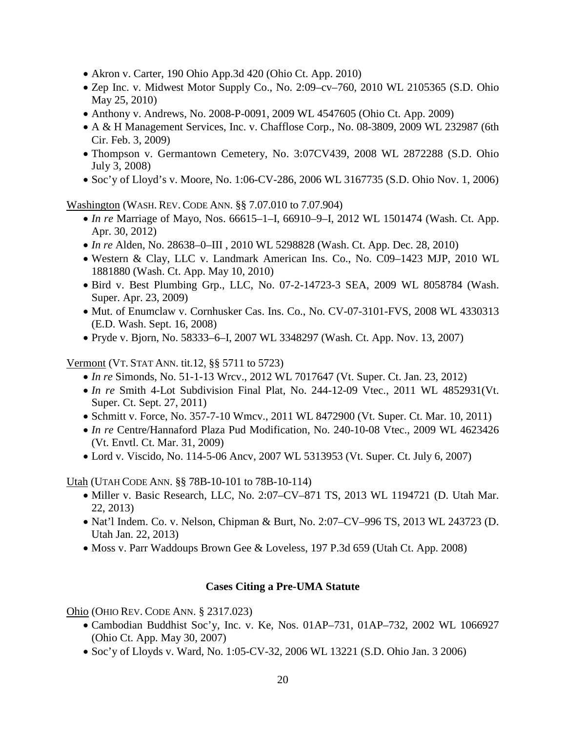- Akron v. Carter, 190 Ohio App.3d 420 (Ohio Ct. App. 2010)
- Zep Inc. v. Midwest Motor Supply Co., No. 2:09–cv–760, 2010 WL 2105365 (S.D. Ohio May 25, 2010)
- Anthony v. Andrews, No. 2008-P-0091, 2009 WL 4547605 (Ohio Ct. App. 2009)
- A & H Management Services, Inc. v. Chafflose Corp., No. 08-3809, 2009 WL 232987 (6th Cir. Feb. 3, 2009)
- Thompson v. Germantown Cemetery, No. 3:07CV439, 2008 WL 2872288 (S.D. Ohio July 3, 2008)
- Soc'y of Lloyd's v. Moore, No. 1:06-CV-286, 2006 WL 3167735 (S.D. Ohio Nov. 1, 2006)

Washington (WASH. REV. CODE ANN. §§ 7.07.010 to 7.07.904)

- *In re* Marriage of Mayo, Nos. 66615–1–I, 66910–9–I, 2012 WL 1501474 (Wash. Ct. App. Apr. 30, 2012)
- *In re* Alden, No. 28638–0–III , 2010 WL 5298828 (Wash. Ct. App. Dec. 28, 2010)
- Western & Clay, LLC v. Landmark American Ins. Co., No. C09–1423 MJP, 2010 WL 1881880 (Wash. Ct. App. May 10, 2010)
- Bird v. Best Plumbing Grp., LLC, No. 07-2-14723-3 SEA, 2009 WL 8058784 (Wash. Super. Apr. 23, 2009)
- Mut. of Enumclaw v. Cornhusker Cas. Ins. Co., No. CV-07-3101-FVS, 2008 WL 4330313 (E.D. Wash. Sept. 16, 2008)
- Pryde v. Bjorn, No. 58333–6–I, 2007 WL 3348297 (Wash. Ct. App. Nov. 13, 2007)

Vermont (VT. STAT ANN. tit.12, §§ 5711 to 5723)

- *In re* Simonds, No. 51-1-13 Wrcv., 2012 WL 7017647 (Vt. Super. Ct. Jan. 23, 2012)
- *In re* Smith 4-Lot Subdivision Final Plat, No. 244-12-09 Vtec., 2011 WL 4852931(Vt. Super. Ct. Sept. 27, 2011)
- Schmitt v. Force, No. 357-7-10 Wmcv., 2011 WL 8472900 (Vt. Super. Ct. Mar. 10, 2011)
- *In re* Centre/Hannaford Plaza Pud Modification, No. 240-10-08 Vtec., 2009 WL 4623426 (Vt. Envtl. Ct. Mar. 31, 2009)
- Lord v. Viscido, No. 114-5-06 Ancv, 2007 WL 5313953 (Vt. Super. Ct. July 6, 2007)

Utah (UTAH CODE ANN. §§ 78B-10-101 to 78B-10-114)

- Miller v. Basic Research, LLC, No. 2:07–CV–871 TS, 2013 WL 1194721 (D. Utah Mar. 22, 2013)
- Nat'l Indem. Co. v. Nelson, Chipman & Burt, No. 2:07–CV–996 TS, 2013 WL 243723 (D. Utah Jan. 22, 2013)
- Moss v. Parr Waddoups Brown Gee & Loveless, 197 P.3d 659 (Utah Ct. App. 2008)

**Cases Citing a Pre-UMA Statute**

Ohio (OHIO REV. CODE ANN. § 2317.023)

- Cambodian Buddhist Soc'y, Inc. v. Ke, Nos. 01AP–731, 01AP–732, 2002 WL 1066927 (Ohio Ct. App. May 30, 2007)
- Soc'y of Lloyds v. Ward, No. 1:05-CV-32, 2006 WL 13221 (S.D. Ohio Jan. 3 2006)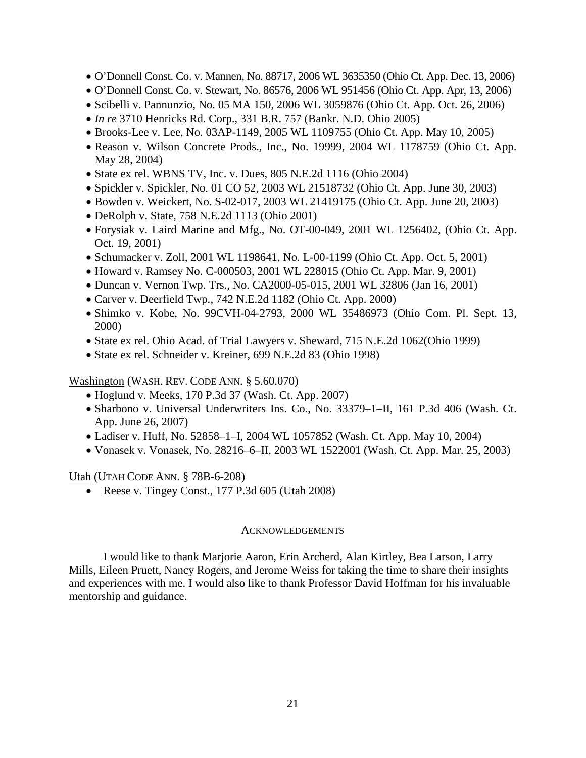- O'Donnell Const. Co. v. Mannen, No. 88717, 2006 WL 3635350 (Ohio Ct. App. Dec. 13, 2006)
- O'Donnell Const. Co. v. Stewart, No. 86576, 2006 WL 951456 (Ohio Ct. App. Apr, 13, 2006)
- Scibelli v. Pannunzio, No. 05 MA 150, 2006 WL 3059876 (Ohio Ct. App. Oct. 26, 2006)
- *In re* 3710 Henricks Rd. Corp., 331 B.R. 757 (Bankr. N.D. Ohio 2005)
- Brooks-Lee v. Lee, No. 03AP-1149, 2005 WL 1109755 (Ohio Ct. App. May 10, 2005)
- Reason v. Wilson Concrete Prods., Inc., No. 19999, 2004 WL 1178759 (Ohio Ct. App. May 28, 2004)
- State ex rel. WBNS TV, Inc. v. Dues, 805 N.E.2d 1116 (Ohio 2004)
- Spickler v. Spickler, No. 01 CO 52, 2003 WL 21518732 (Ohio Ct. App. June 30, 2003)
- Bowden v. Weickert, No. S-02-017, 2003 WL 21419175 (Ohio Ct. App. June 20, 2003)
- DeRolph v. State, 758 N.E.2d 1113 (Ohio 2001)
- Forysiak v. Laird Marine and Mfg., No. OT-00-049, 2001 WL 1256402, (Ohio Ct. App. Oct. 19, 2001)
- Schumacker v. Zoll, 2001 WL 1198641, No. L-00-1199 (Ohio Ct. App. Oct. 5, 2001)
- Howard v. Ramsey No. C-000503, 2001 WL 228015 (Ohio Ct. App. Mar. 9, 2001)
- Duncan v. Vernon Twp. Trs., No. CA2000-05-015, 2001 WL 32806 (Jan 16, 2001)
- Carver v. Deerfield Twp., 742 N.E.2d 1182 (Ohio Ct. App. 2000)
- Shimko v. Kobe, No. 99CVH-04-2793, 2000 WL 35486973 (Ohio Com. Pl. Sept. 13, 2000)
- State ex rel. Ohio Acad. of Trial Lawyers v. Sheward, 715 N.E.2d 1062(Ohio 1999)
- State ex rel. Schneider v. Kreiner, 699 N.E.2d 83 (Ohio 1998)

Washington (WASH. REV. CODE ANN. § 5.60.070)

- Hoglund v. Meeks, 170 P.3d 37 (Wash. Ct. App. 2007)
- Sharbono v. Universal Underwriters Ins. Co., No. 33379–1–II, 161 P.3d 406 (Wash. Ct. App. June 26, 2007)
- Ladiser v. Huff, No. 52858–1–I, 2004 WL 1057852 (Wash. Ct. App. May 10, 2004)
- Vonasek v. Vonasek, No. 28216–6–II, 2003 WL 1522001 (Wash. Ct. App. Mar. 25, 2003)

Utah (UTAH CODE ANN. § 78B-6-208)

- Reese v. Tingey Const., 177 P.3d 605 (Utah 2008)

## ACKNOWLEDGEMENTS

I would like to thank Marjorie Aaron, Erin Archerd, Alan Kirtley, Bea Larson, Larry Mills, Eileen Pruett, Nancy Rogers, and Jerome Weiss for taking the time to share their insights and experiences with me. I would also like to thank Professor David Hoffman for his invaluable mentorship and guidance.